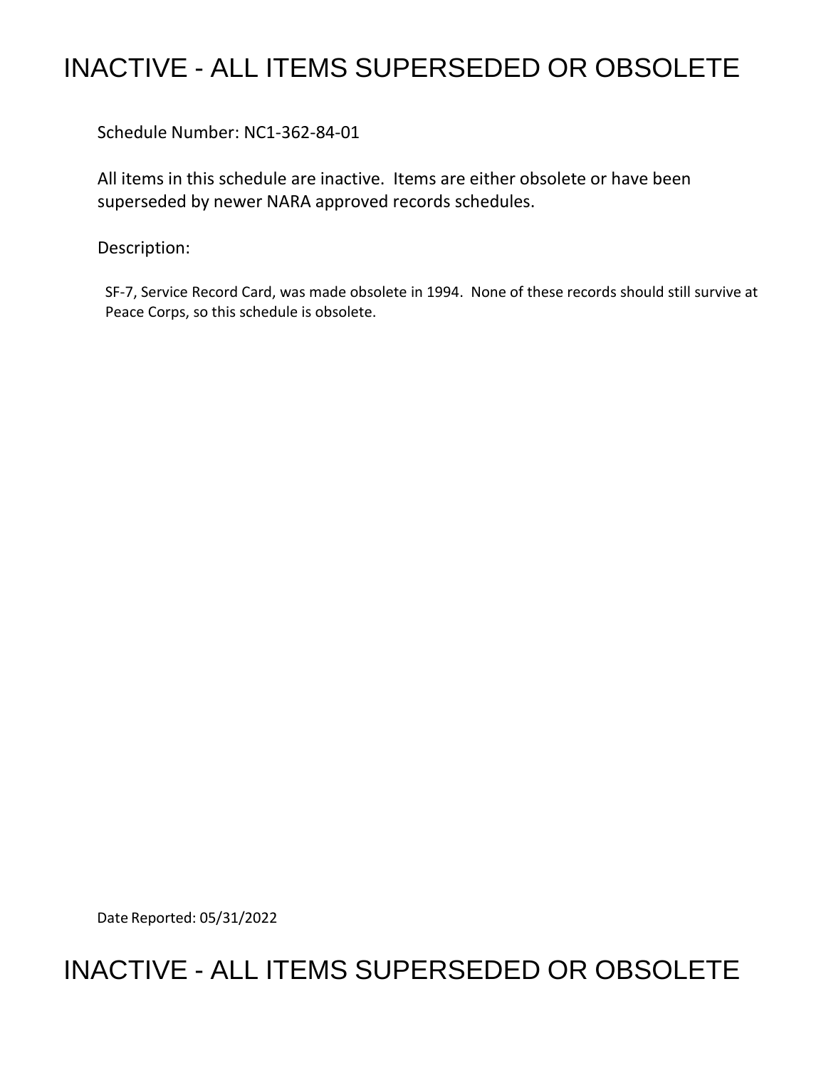# INACTIVE - ALL ITEMS SUPERSEDED OR OBSOLETE

Schedule Number: NC1-362-84-01

All items in this schedule are inactive. Items are either obsolete or have been superseded by newer NARA approved records schedules.

Description:

SF-7, Service Record Card, was made obsolete in 1994. None of these records should still survive at Peace Corps, so this schedule is obsolete.

Date Reported: 05/31/2022

# INACTIVE - ALL ITEMS SUPERSEDED OR OBSOLETE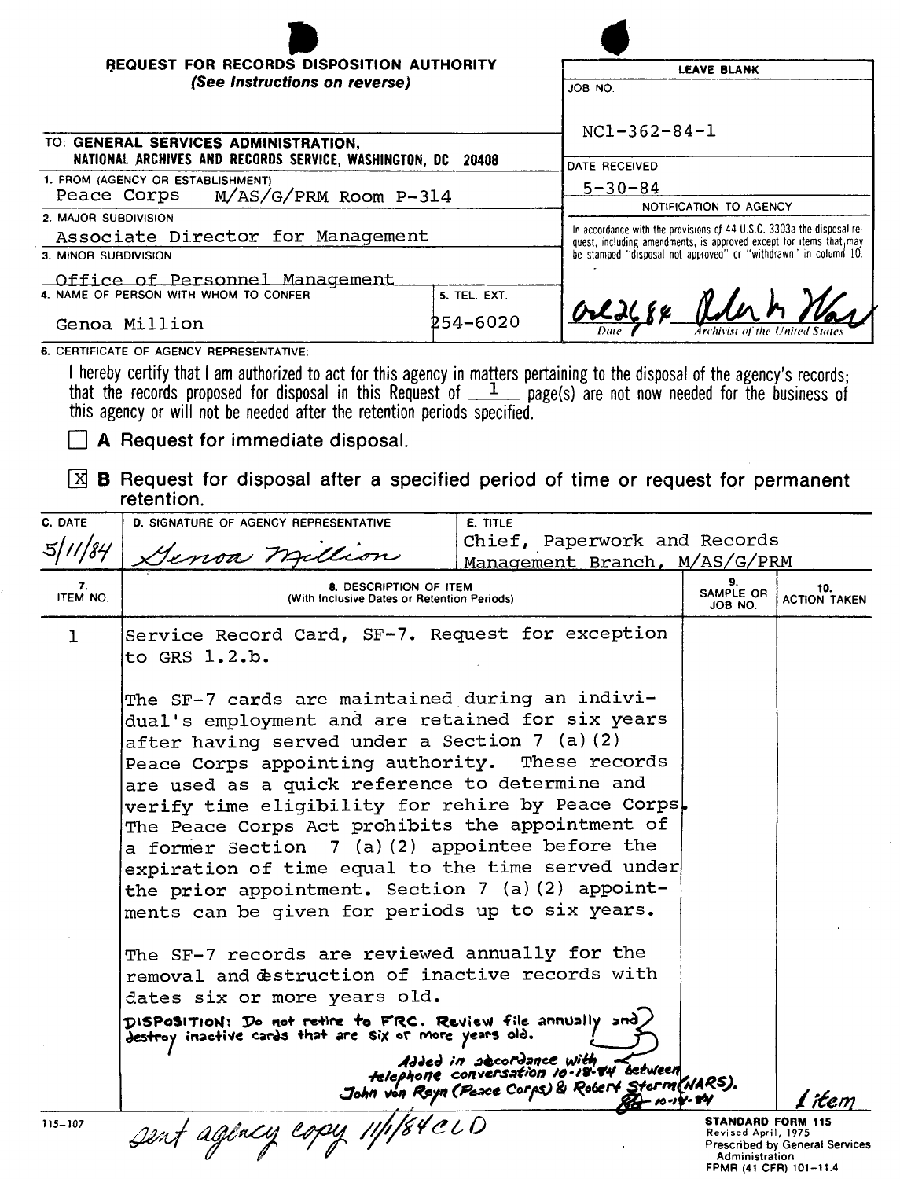# REQUEST FOR RECORDS DISPOSITION AUTHORITY
*(See Instructions on reverse)*

| LEAVE BLANK |
|---|
| JOB NO. NC1-362-84-1 |
| DATE RECEIVED 5-30-84 |
| NOTIFICATION TO AGENCY |
| In accordance with the provisions of 44 U.S.C. 3303a the disposal request, including amendments, is approved except for items that may be stamped "disposal not approved" or "withdrawn" in column 10. |
| Oct 26 84 (Date) — [signature] (Archivist of the United States) |

TO: **GENERAL SERVICES ADMINISTRATION, NATIONAL ARCHIVES AND RECORDS SERVICE, WASHINGTON, DC 20408**

1. FROM (AGENCY OR ESTABLISHMENT): Peace Corps M/AS/G/PRM Room P-314
2. MAJOR SUBDIVISION: Associate Director for Management
3. MINOR SUBDIVISION: Office of Personnel Management
4. NAME OF PERSON WITH WHOM TO CONFER: Genoa Million
5. TEL. EXT.: 254-6020

6. CERTIFICATE OF AGENCY REPRESENTATIVE:

I hereby certify that I am authorized to act for this agency in matters pertaining to the disposal of the agency's records; that the records proposed for disposal in this Request of 1 page(s) are not now needed for the business of this agency or will not be needed after the retention periods specified.

☐ **A** Request for immediate disposal.

☒ **B** Request for disposal after a specified period of time or request for permanent retention.

| C. DATE | D. SIGNATURE OF AGENCY REPRESENTATIVE | E. TITLE |
|---|---|---|
| 5/11/84 | Genoa Million | Chief, Paperwork and Records Management Branch, M/AS/G/PRM |

| 7. ITEM NO. | 8. DESCRIPTION OF ITEM (With Inclusive Dates or Retention Periods) | 9. SAMPLE OR JOB NO. | 10. ACTION TAKEN |
|---|---|---|---|
| 1 | Service Record Card, SF-7. Request for exception to GRS 1.2.b.<br><br>The SF-7 cards are maintained during an individual's employment and are retained for six years after having served under a Section 7 (a)(2) Peace Corps appointing authority. These records are used as a quick reference to determine and verify time eligibility for rehire by Peace Corps. The Peace Corps Act prohibits the appointment of a former Section 7 (a)(2) appointee before the expiration of time equal to the time served under the prior appointment. Section 7 (a)(2) appointments can be given for periods up to six years.<br><br>The SF-7 records are reviewed annually for the removal and destruction of inactive records with dates six or more years old.<br><br>DISPOSITION: Do not retire to FRC. Review file annually and destroy inactive cards that are six or more years old.<br><br>Added in accordance with telephone conversation 10-18-84 between John von Reyn (Peace Corps) & Robert Storm (NARS). RS 10-19-84 | | 1 item |

sent agency copy 11/1/84 CLD

115-107

**STANDARD FORM 115**
Revised April, 1975
Prescribed by General Services Administration
FPMR (41 CFR) 101-11.4